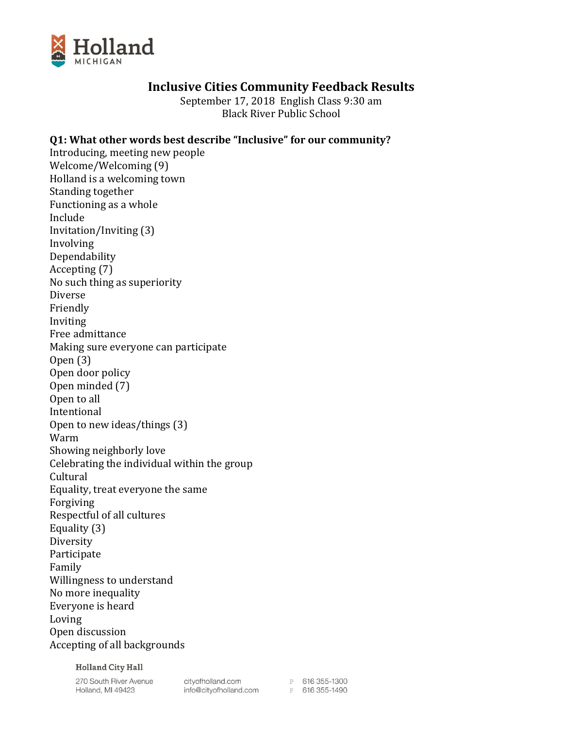# Inclusive Cities Community Feedback Results

September 17, 2018 English Class 9:30 am
Black River Public School

**Q1: What other words best describe "Inclusive" for our community?**

Introducing, meeting new people
Welcome/Welcoming (9)
Holland is a welcoming town
Standing together
Functioning as a whole
Include
Invitation/Inviting (3)
Involving
Dependability
Accepting (7)
No such thing as superiority
Diverse
Friendly
Inviting
Free admittance
Making sure everyone can participate
Open (3)
Open door policy
Open minded (7)
Open to all
Intentional
Open to new ideas/things (3)
Warm
Showing neighborly love
Celebrating the individual within the group
Cultural
Equality, treat everyone the same
Forgiving
Respectful of all cultures
Equality (3)
Diversity
Participate
Family
Willingness to understand
No more inequality
Everyone is heard
Loving
Open discussion
Accepting of all backgrounds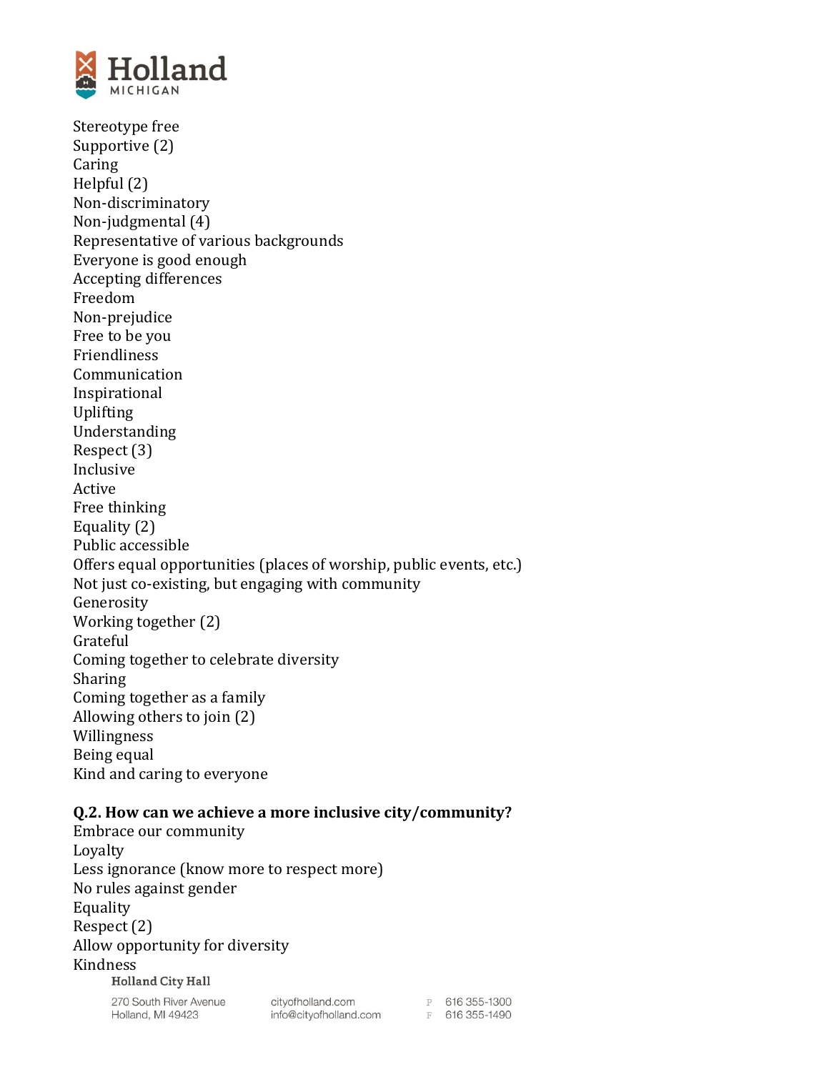Stereotype free
Supportive (2)
Caring
Helpful (2)
Non-discriminatory
Non-judgmental (4)
Representative of various backgrounds
Everyone is good enough
Accepting differences
Freedom
Non-prejudice
Free to be you
Friendliness
Communication
Inspirational
Uplifting
Understanding
Respect (3)
Inclusive
Active
Free thinking
Equality (2)
Public accessible
Offers equal opportunities (places of worship, public events, etc.)
Not just co-existing, but engaging with community
Generosity
Working together (2)
Grateful
Coming together to celebrate diversity
Sharing
Coming together as a family
Allowing others to join (2)
Willingness
Being equal
Kind and caring to everyone

**Q.2. How can we achieve a more inclusive city/community?**

Embrace our community
Loyalty
Less ignorance (know more to respect more)
No rules against gender
Equality
Respect (2)
Allow opportunity for diversity
Kindness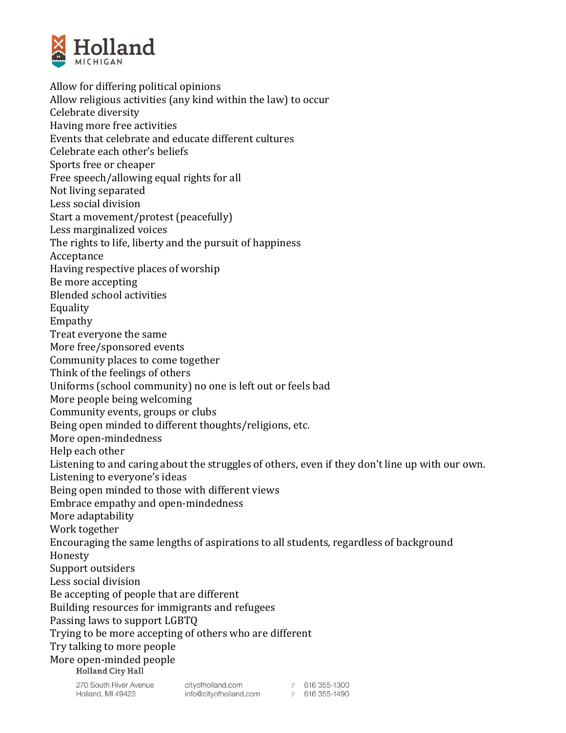Allow for differing political opinions
Allow religious activities (any kind within the law) to occur
Celebrate diversity
Having more free activities
Events that celebrate and educate different cultures
Celebrate each other's beliefs
Sports free or cheaper
Free speech/allowing equal rights for all
Not living separated
Less social division
Start a movement/protest (peacefully)
Less marginalized voices
The rights to life, liberty and the pursuit of happiness
Acceptance
Having respective places of worship
Be more accepting
Blended school activities
Equality
Empathy
Treat everyone the same
More free/sponsored events
Community places to come together
Think of the feelings of others
Uniforms (school community) no one is left out or feels bad
More people being welcoming
Community events, groups or clubs
Being open minded to different thoughts/religions, etc.
More open-mindedness
Help each other
Listening to and caring about the struggles of others, even if they don't line up with our own.
Listening to everyone's ideas
Being open minded to those with different views
Embrace empathy and open-mindedness
More adaptability
Work together
Encouraging the same lengths of aspirations to all students, regardless of background
Honesty
Support outsiders
Less social division
Be accepting of people that are different
Building resources for immigrants and refugees
Passing laws to support LGBTQ
Trying to be more accepting of others who are different
Try talking to more people
More open-minded people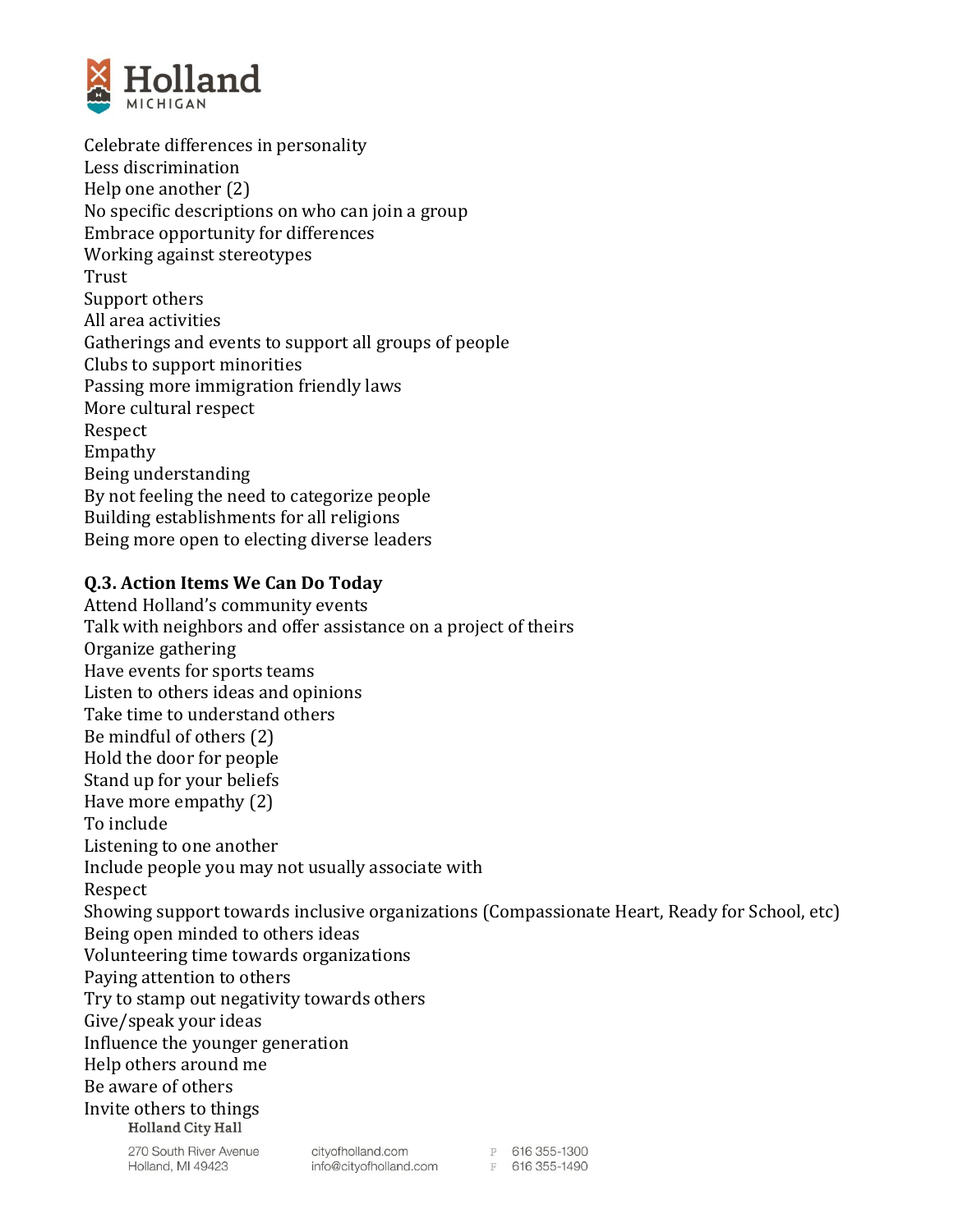Celebrate differences in personality
Less discrimination
Help one another (2)
No specific descriptions on who can join a group
Embrace opportunity for differences
Working against stereotypes
Trust
Support others
All area activities
Gatherings and events to support all groups of people
Clubs to support minorities
Passing more immigration friendly laws
More cultural respect
Respect
Empathy
Being understanding
By not feeling the need to categorize people
Building establishments for all religions
Being more open to electing diverse leaders

**Q.3. Action Items We Can Do Today**

Attend Holland's community events
Talk with neighbors and offer assistance on a project of theirs
Organize gathering
Have events for sports teams
Listen to others ideas and opinions
Take time to understand others
Be mindful of others (2)
Hold the door for people
Stand up for your beliefs
Have more empathy (2)
To include
Listening to one another
Include people you may not usually associate with
Respect
Showing support towards inclusive organizations (Compassionate Heart, Ready for School, etc)
Being open minded to others ideas
Volunteering time towards organizations
Paying attention to others
Try to stamp out negativity towards others
Give/speak your ideas
Influence the younger generation
Help others around me
Be aware of others
Invite others to things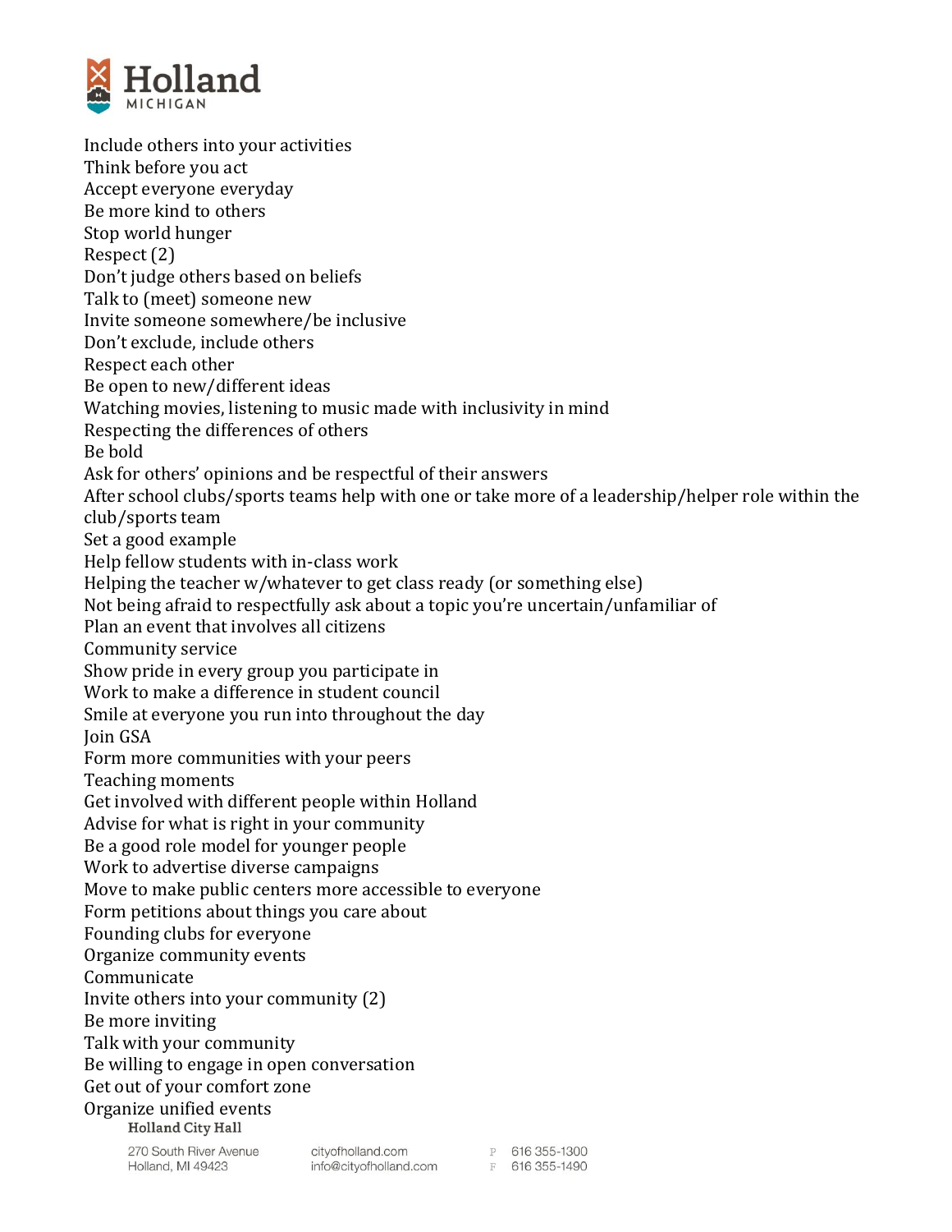Include others into your activities
Think before you act
Accept everyone everyday
Be more kind to others
Stop world hunger
Respect (2)
Don't judge others based on beliefs
Talk to (meet) someone new
Invite someone somewhere/be inclusive
Don't exclude, include others
Respect each other
Be open to new/different ideas
Watching movies, listening to music made with inclusivity in mind
Respecting the differences of others
Be bold
Ask for others' opinions and be respectful of their answers
After school clubs/sports teams help with one or take more of a leadership/helper role within the club/sports team
Set a good example
Help fellow students with in-class work
Helping the teacher w/whatever to get class ready (or something else)
Not being afraid to respectfully ask about a topic you're uncertain/unfamiliar of
Plan an event that involves all citizens
Community service
Show pride in every group you participate in
Work to make a difference in student council
Smile at everyone you run into throughout the day
Join GSA
Form more communities with your peers
Teaching moments
Get involved with different people within Holland
Advise for what is right in your community
Be a good role model for younger people
Work to advertise diverse campaigns
Move to make public centers more accessible to everyone
Form petitions about things you care about
Founding clubs for everyone
Organize community events
Communicate
Invite others into your community (2)
Be more inviting
Talk with your community
Be willing to engage in open conversation
Get out of your comfort zone
Organize unified events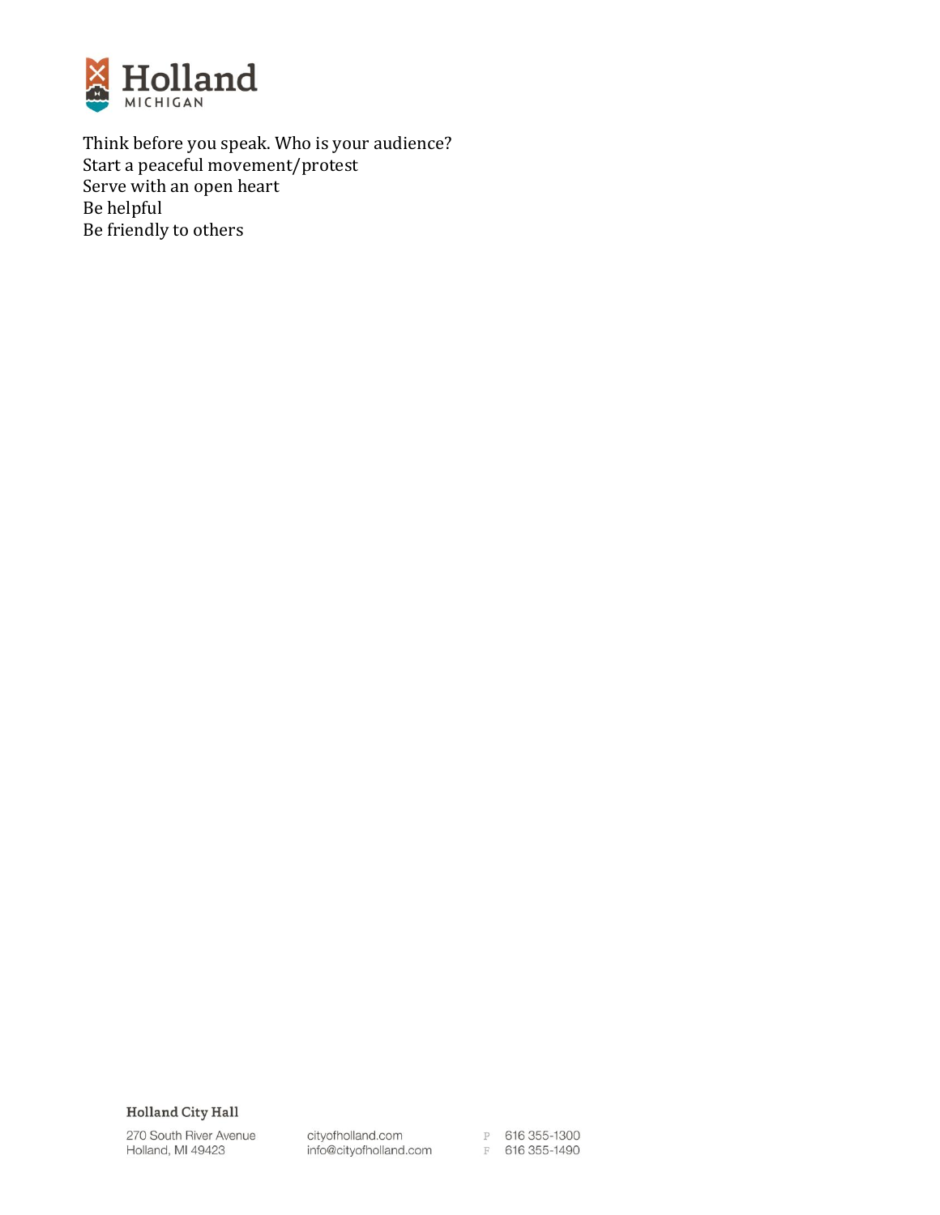Think before you speak. Who is your audience?
Start a peaceful movement/protest
Serve with an open heart
Be helpful
Be friendly to others